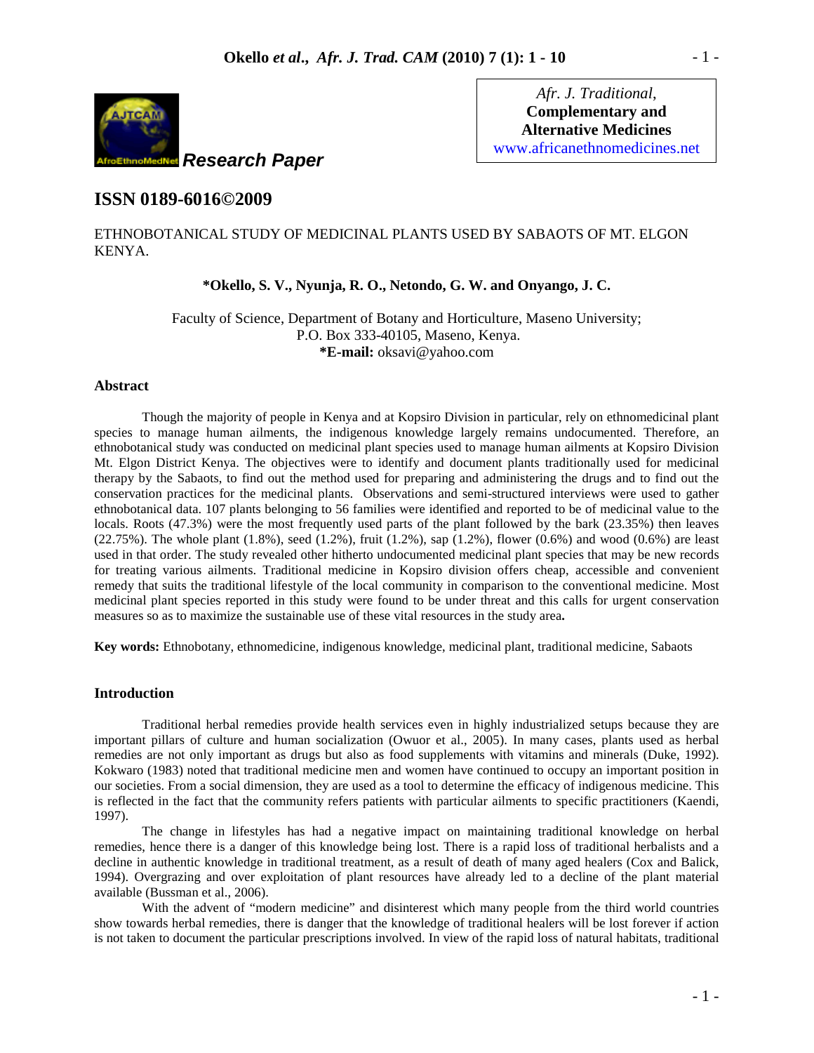Research Paper

*Afr. J. Traditional,* **Complementary and Alternative Medicines**
www.africanethnomedicines.net

## ISSN 0189-6016©2009

# ETHNOBOTANICAL STUDY OF MEDICINAL PLANTS USED BY SABAOTS OF MT. ELGON KENYA.

**\*Okello, S. V., Nyunja, R. O., Netondo, G. W. and Onyango, J. C.**

Faculty of Science, Department of Botany and Horticulture, Maseno University;
P.O. Box 333-40105, Maseno, Kenya.
**\*E-mail:** oksavi@yahoo.com

## Abstract

Though the majority of people in Kenya and at Kopsiro Division in particular, rely on ethnomedicinal plant species to manage human ailments, the indigenous knowledge largely remains undocumented. Therefore, an ethnobotanical study was conducted on medicinal plant species used to manage human ailments at Kopsiro Division Mt. Elgon District Kenya. The objectives were to identify and document plants traditionally used for medicinal therapy by the Sabaots, to find out the method used for preparing and administering the drugs and to find out the conservation practices for the medicinal plants. Observations and semi-structured interviews were used to gather ethnobotanical data. 107 plants belonging to 56 families were identified and reported to be of medicinal value to the locals. Roots (47.3%) were the most frequently used parts of the plant followed by the bark (23.35%) then leaves (22.75%). The whole plant (1.8%), seed (1.2%), fruit (1.2%), sap (1.2%), flower (0.6%) and wood (0.6%) are least used in that order. The study revealed other hitherto undocumented medicinal plant species that may be new records for treating various ailments. Traditional medicine in Kopsiro division offers cheap, accessible and convenient remedy that suits the traditional lifestyle of the local community in comparison to the conventional medicine. Most medicinal plant species reported in this study were found to be under threat and this calls for urgent conservation measures so as to maximize the sustainable use of these vital resources in the study area.

**Key words:** Ethnobotany, ethnomedicine, indigenous knowledge, medicinal plant, traditional medicine, Sabaots

## Introduction

Traditional herbal remedies provide health services even in highly industrialized setups because they are important pillars of culture and human socialization (Owuor et al., 2005). In many cases, plants used as herbal remedies are not only important as drugs but also as food supplements with vitamins and minerals (Duke, 1992). Kokwaro (1983) noted that traditional medicine men and women have continued to occupy an important position in our societies. From a social dimension, they are used as a tool to determine the efficacy of indigenous medicine. This is reflected in the fact that the community refers patients with particular ailments to specific practitioners (Kaendi, 1997).

The change in lifestyles has had a negative impact on maintaining traditional knowledge on herbal remedies, hence there is a danger of this knowledge being lost. There is a rapid loss of traditional herbalists and a decline in authentic knowledge in traditional treatment, as a result of death of many aged healers (Cox and Balick, 1994). Overgrazing and over exploitation of plant resources have already led to a decline of the plant material available (Bussman et al., 2006).

With the advent of "modern medicine" and disinterest which many people from the third world countries show towards herbal remedies, there is danger that the knowledge of traditional healers will be lost forever if action is not taken to document the particular prescriptions involved. In view of the rapid loss of natural habitats, traditional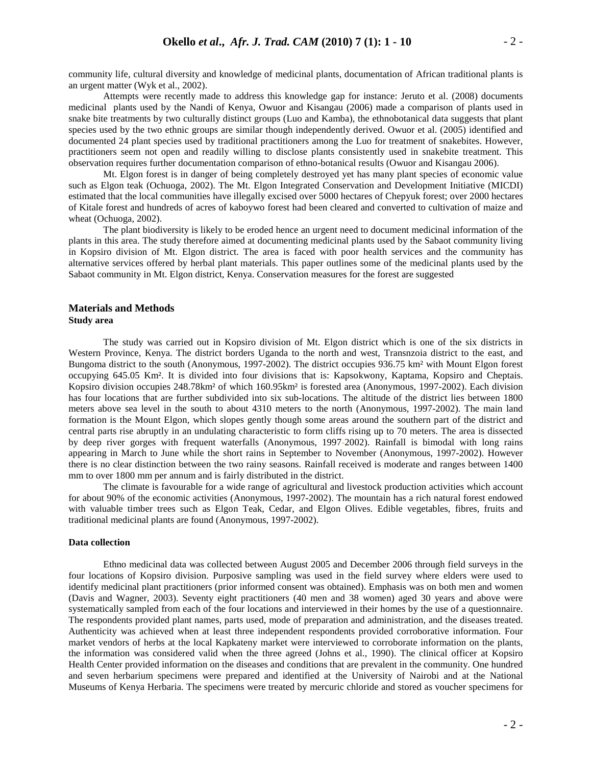community life, cultural diversity and knowledge of medicinal plants, documentation of African traditional plants is an urgent matter (Wyk et al., 2002).

Attempts were recently made to address this knowledge gap for instance: Jeruto et al. (2008) documents medicinal plants used by the Nandi of Kenya, Owuor and Kisangau (2006) made a comparison of plants used in snake bite treatments by two culturally distinct groups (Luo and Kamba), the ethnobotanical data suggests that plant species used by the two ethnic groups are similar though independently derived. Owuor et al. (2005) identified and documented 24 plant species used by traditional practitioners among the Luo for treatment of snakebites. However, practitioners seem not open and readily willing to disclose plants consistently used in snakebite treatment. This observation requires further documentation comparison of ethno-botanical results (Owuor and Kisangau 2006).

Mt. Elgon forest is in danger of being completely destroyed yet has many plant species of economic value such as Elgon teak (Ochuoga, 2002). The Mt. Elgon Integrated Conservation and Development Initiative (MICDI) estimated that the local communities have illegally excised over 5000 hectares of Chepyuk forest; over 2000 hectares of Kitale forest and hundreds of acres of kaboywo forest had been cleared and converted to cultivation of maize and wheat (Ochuoga, 2002).

The plant biodiversity is likely to be eroded hence an urgent need to document medicinal information of the plants in this area. The study therefore aimed at documenting medicinal plants used by the Sabaot community living in Kopsiro division of Mt. Elgon district. The area is faced with poor health services and the community has alternative services offered by herbal plant materials. This paper outlines some of the medicinal plants used by the Sabaot community in Mt. Elgon district, Kenya. Conservation measures for the forest are suggested

## Materials and Methods

### Study area

The study was carried out in Kopsiro division of Mt. Elgon district which is one of the six districts in Western Province, Kenya. The district borders Uganda to the north and west, Transnzoia district to the east, and Bungoma district to the south (Anonymous, 1997-2002). The district occupies 936.75 km² with Mount Elgon forest occupying 645.05 Km². It is divided into four divisions that is: Kapsokwony, Kaptama, Kopsiro and Cheptais. Kopsiro division occupies 248.78km² of which 160.95km² is forested area (Anonymous, 1997-2002). Each division has four locations that are further subdivided into six sub-locations. The altitude of the district lies between 1800 meters above sea level in the south to about 4310 meters to the north (Anonymous, 1997-2002). The main land formation is the Mount Elgon, which slopes gently though some areas around the southern part of the district and central parts rise abruptly in an undulating characteristic to form cliffs rising up to 70 meters. The area is dissected by deep river gorges with frequent waterfalls (Anonymous, 1997-2002). Rainfall is bimodal with long rains appearing in March to June while the short rains in September to November (Anonymous, 1997-2002). However there is no clear distinction between the two rainy seasons. Rainfall received is moderate and ranges between 1400 mm to over 1800 mm per annum and is fairly distributed in the district.

The climate is favourable for a wide range of agricultural and livestock production activities which account for about 90% of the economic activities (Anonymous, 1997-2002). The mountain has a rich natural forest endowed with valuable timber trees such as Elgon Teak, Cedar, and Elgon Olives. Edible vegetables, fibres, fruits and traditional medicinal plants are found (Anonymous, 1997-2002).

### Data collection

Ethno medicinal data was collected between August 2005 and December 2006 through field surveys in the four locations of Kopsiro division. Purposive sampling was used in the field survey where elders were used to identify medicinal plant practitioners (prior informed consent was obtained). Emphasis was on both men and women (Davis and Wagner, 2003). Seventy eight practitioners (40 men and 38 women) aged 30 years and above were systematically sampled from each of the four locations and interviewed in their homes by the use of a questionnaire. The respondents provided plant names, parts used, mode of preparation and administration, and the diseases treated. Authenticity was achieved when at least three independent respondents provided corroborative information. Four market vendors of herbs at the local Kapkateny market were interviewed to corroborate information on the plants, the information was considered valid when the three agreed (Johns et al., 1990). The clinical officer at Kopsiro Health Center provided information on the diseases and conditions that are prevalent in the community. One hundred and seven herbarium specimens were prepared and identified at the University of Nairobi and at the National Museums of Kenya Herbaria. The specimens were treated by mercuric chloride and stored as voucher specimens for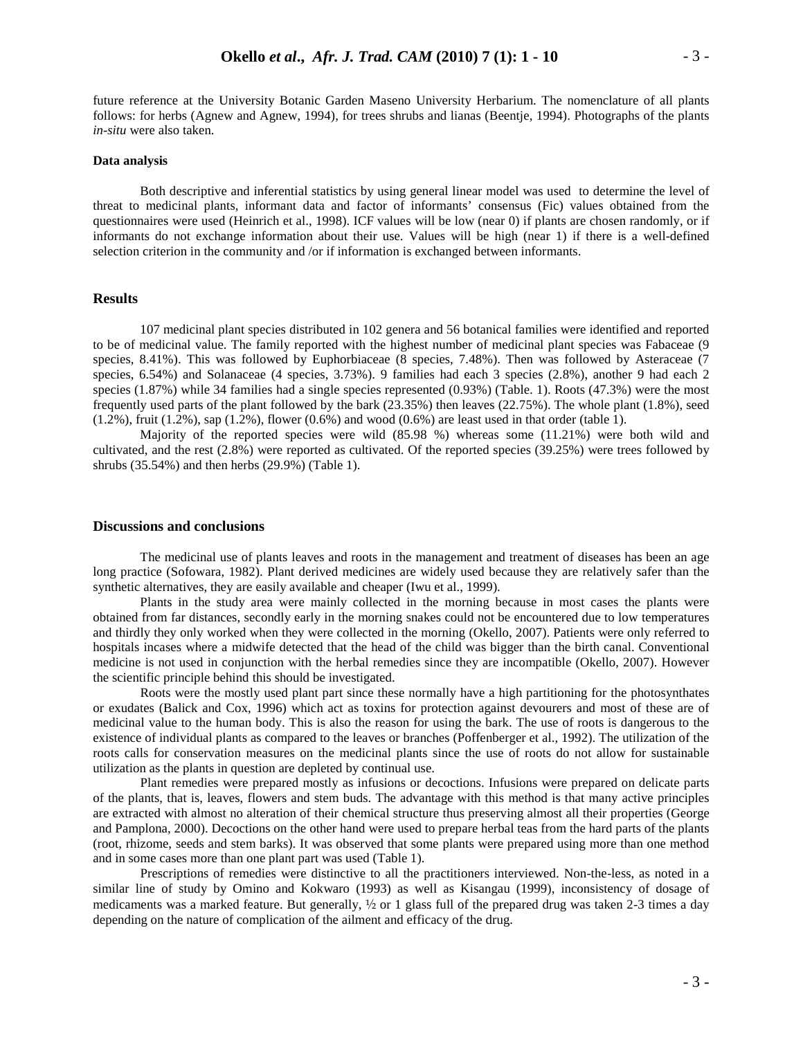future reference at the University Botanic Garden Maseno University Herbarium. The nomenclature of all plants follows: for herbs (Agnew and Agnew, 1994), for trees shrubs and lianas (Beentje, 1994). Photographs of the plants *in-situ* were also taken.

**Data analysis**

Both descriptive and inferential statistics by using general linear model was used to determine the level of threat to medicinal plants, informant data and factor of informants' consensus (Fic) values obtained from the questionnaires were used (Heinrich et al., 1998). ICF values will be low (near 0) if plants are chosen randomly, or if informants do not exchange information about their use. Values will be high (near 1) if there is a well-defined selection criterion in the community and /or if information is exchanged between informants.

## Results

107 medicinal plant species distributed in 102 genera and 56 botanical families were identified and reported to be of medicinal value. The family reported with the highest number of medicinal plant species was Fabaceae (9 species, 8.41%). This was followed by Euphorbiaceae (8 species, 7.48%). Then was followed by Asteraceae (7 species, 6.54%) and Solanaceae (4 species, 3.73%). 9 families had each 3 species (2.8%), another 9 had each 2 species (1.87%) while 34 families had a single species represented (0.93%) (Table. 1). Roots (47.3%) were the most frequently used parts of the plant followed by the bark (23.35%) then leaves (22.75%). The whole plant (1.8%), seed (1.2%), fruit (1.2%), sap (1.2%), flower (0.6%) and wood (0.6%) are least used in that order (table 1).

Majority of the reported species were wild (85.98 %) whereas some (11.21%) were both wild and cultivated, and the rest (2.8%) were reported as cultivated. Of the reported species (39.25%) were trees followed by shrubs (35.54%) and then herbs (29.9%) (Table 1).

## Discussions and conclusions

The medicinal use of plants leaves and roots in the management and treatment of diseases has been an age long practice (Sofowara, 1982). Plant derived medicines are widely used because they are relatively safer than the synthetic alternatives, they are easily available and cheaper (Iwu et al., 1999).

Plants in the study area were mainly collected in the morning because in most cases the plants were obtained from far distances, secondly early in the morning snakes could not be encountered due to low temperatures and thirdly they only worked when they were collected in the morning (Okello, 2007). Patients were only referred to hospitals incases where a midwife detected that the head of the child was bigger than the birth canal. Conventional medicine is not used in conjunction with the herbal remedies since they are incompatible (Okello, 2007). However the scientific principle behind this should be investigated.

Roots were the mostly used plant part since these normally have a high partitioning for the photosynthates or exudates (Balick and Cox, 1996) which act as toxins for protection against devourers and most of these are of medicinal value to the human body. This is also the reason for using the bark. The use of roots is dangerous to the existence of individual plants as compared to the leaves or branches (Poffenberger et al., 1992). The utilization of the roots calls for conservation measures on the medicinal plants since the use of roots do not allow for sustainable utilization as the plants in question are depleted by continual use.

Plant remedies were prepared mostly as infusions or decoctions. Infusions were prepared on delicate parts of the plants, that is, leaves, flowers and stem buds. The advantage with this method is that many active principles are extracted with almost no alteration of their chemical structure thus preserving almost all their properties (George and Pamplona, 2000). Decoctions on the other hand were used to prepare herbal teas from the hard parts of the plants (root, rhizome, seeds and stem barks). It was observed that some plants were prepared using more than one method and in some cases more than one plant part was used (Table 1).

Prescriptions of remedies were distinctive to all the practitioners interviewed. Non-the-less, as noted in a similar line of study by Omino and Kokwaro (1993) as well as Kisangau (1999), inconsistency of dosage of medicaments was a marked feature. But generally, ½ or 1 glass full of the prepared drug was taken 2-3 times a day depending on the nature of complication of the ailment and efficacy of the drug.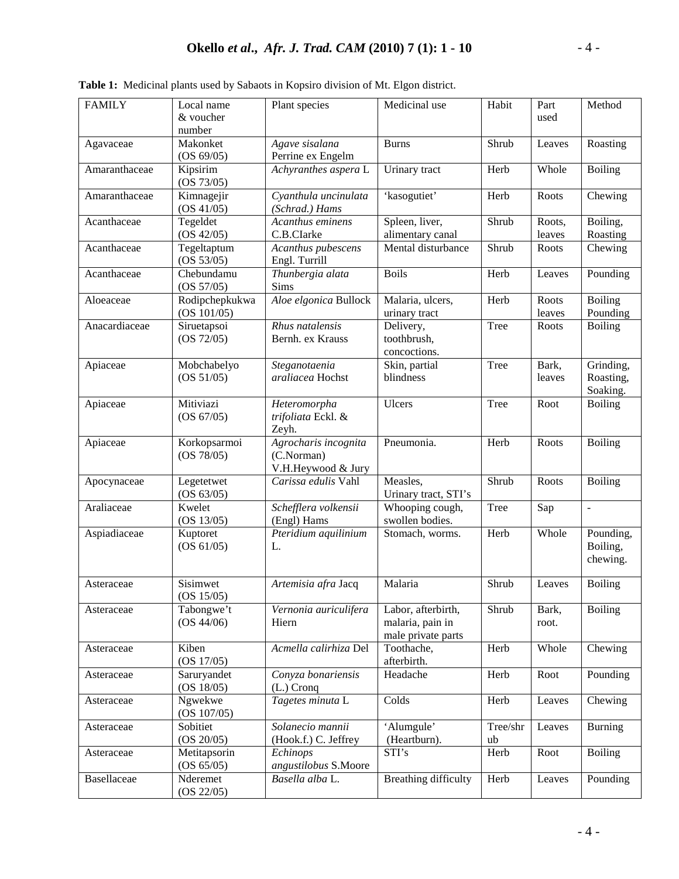**Table 1:** Medicinal plants used by Sabaots in Kopsiro division of Mt. Elgon district.

| FAMILY | Local name & voucher number | Plant species | Medicinal use | Habit | Part used | Method |
|---|---|---|---|---|---|---|
| Agavaceae | Makonket (OS 69/05) | *Agave sisalana* Perrine ex Engelm | Burns | Shrub | Leaves | Roasting |
| Amaranthaceae | Kipsirim (OS 73/05) | *Achyranthes aspera* L | Urinary tract | Herb | Whole | Boiling |
| Amaranthaceae | Kimnagejir (OS 41/05) | *Cyanthula uncinulata (Schrad.) Hams* | 'kasogutiet' | Herb | Roots | Chewing |
| Acanthaceae | Tegeldet (OS 42/05) | *Acanthus eminens* C.B.CIarke | Spleen, liver, alimentary canal | Shrub | Roots, leaves | Boiling, Roasting |
| Acanthaceae | Tegeltaptum (OS 53/05) | *Acanthus pubescens* Engl. Turrill | Mental disturbance | Shrub | Roots | Chewing |
| Acanthaceae | Chebundamu (OS 57/05) | *Thunbergia alata* Sims | Boils | Herb | Leaves | Pounding |
| Aloeaceae | Rodipchepkukwa (OS 101/05) | *Aloe elgonica* Bullock | Malaria, ulcers, urinary tract | Herb | Roots leaves | Boiling Pounding |
| Anacardiaceae | Siruetapsoi (OS 72/05) | *Rhus natalensis* Bernh. ex Krauss | Delivery, toothbrush, concoctions. | Tree | Roots | Boiling |
| Apiaceae | Mobchabelyo (OS 51/05) | *Steganotaenia araliacea* Hochst | Skin, partial blindness | Tree | Bark, leaves | Grinding, Roasting, Soaking. |
| Apiaceae | Mitiviazi (OS 67/05) | *Heteromorpha trifoliata* Eckl. & Zeyh. | Ulcers | Tree | Root | Boiling |
| Apiaceae | Korkopsarmoi (OS 78/05) | *Agrocharis incognita* (C.Norman) V.H.Heywood & Jury | Pneumonia. | Herb | Roots | Boiling |
| Apocynaceae | Legetetwet (OS 63/05) | *Carissa edulis* Vahl | Measles, Urinary tract, STI's | Shrub | Roots | Boiling |
| Araliaceae | Kwelet (OS 13/05) | *Schefflera volkensii* (Engl) Hams | Whooping cough, swollen bodies. | Tree | Sap | - |
| Aspiadiaceae | Kuptoret (OS 61/05) | *Pteridium aquilinium* L. | Stomach, worms. | Herb | Whole | Pounding, Boiling, chewing. |
| Asteraceae | Sisimwet (OS 15/05) | *Artemisia afra* Jacq | Malaria | Shrub | Leaves | Boiling |
| Asteraceae | Tabongwe't (OS 44/06) | *Vernonia auriculifera* Hiern | Labor, afterbirth, malaria, pain in male private parts | Shrub | Bark, root. | Boiling |
| Asteraceae | Kiben (OS 17/05) | *Acmella calirhiza* Del | Toothache, afterbirth. | Herb | Whole | Chewing |
| Asteraceae | Saruryandet (OS 18/05) | *Conyza bonariensis* (L.) Cronq | Headache | Herb | Root | Pounding |
| Asteraceae | Ngwekwe (OS 107/05) | *Tagetes minuta* L | Colds | Herb | Leaves | Chewing |
| Asteraceae | Sobitiet (OS 20/05) | *Solanecio mannii* (Hook.f.) C. Jeffrey | 'Alumgule' (Heartburn). | Tree/shrub | Leaves | Burning |
| Asteraceae | Metitapsorin (OS 65/05) | *Echinops angustilobus* S.Moore | STI's | Herb | Root | Boiling |
| Basellaceae | Nderemet (OS 22/05) | *Basella alba* L. | Breathing difficulty | Herb | Leaves | Pounding |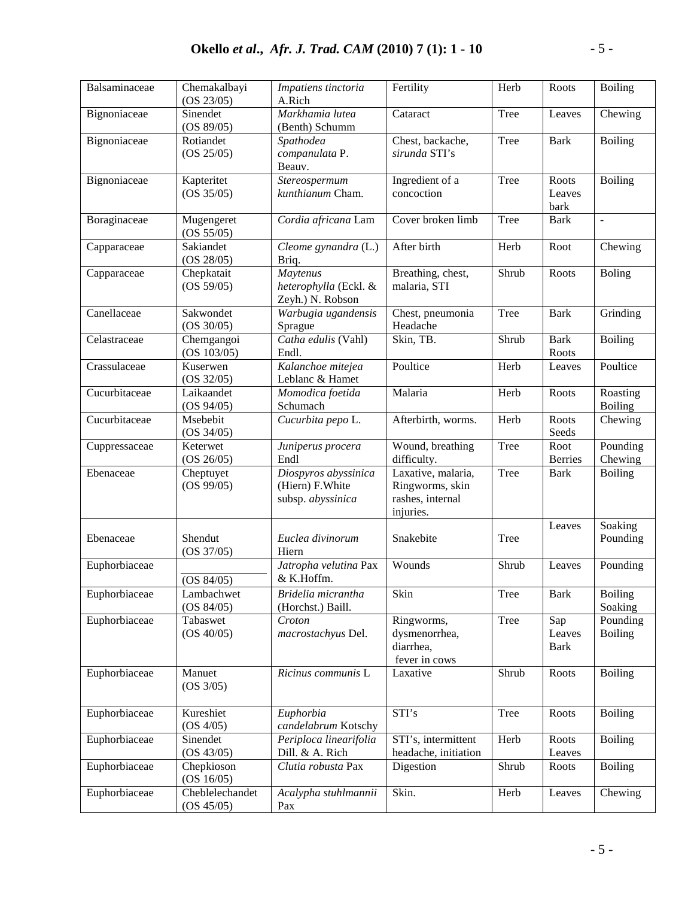| | | | | | | |
|---|---|---|---|---|---|---|
| Balsaminaceae | Chemakalbayi (OS 23/05) | *Impatiens tinctoria* A.Rich | Fertility | Herb | Roots | Boiling |
| Bignoniaceae | Sinendet (OS 89/05) | *Markhamia lutea* (Benth) Schumm | Cataract | Tree | Leaves | Chewing |
| Bignoniaceae | Rotiandet (OS 25/05) | *Spathodea companulata* P. Beauv. | Chest, backache, *sirunda* STI's | Tree | Bark | Boiling |
| Bignoniaceae | Kapteritet (OS 35/05) | *Stereospermum kunthianum* Cham. | Ingredient of a concoction | Tree | Roots Leaves bark | Boiling |
| Boraginaceae | Mugengeret (OS 55/05) | *Cordia africana* Lam | Cover broken limb | Tree | Bark | - |
| Capparaceae | Sakiandet (OS 28/05) | *Cleome gynandra* (L.) Briq. | After birth | Herb | Root | Chewing |
| Capparaceae | Chepkatait (OS 59/05) | *Maytenus heterophylla* (Eckl. & Zeyh.) N. Robson | Breathing, chest, malaria, STI | Shrub | Roots | Boling |
| Canellaceae | Sakwondet (OS 30/05) | *Warbugia ugandensis* Sprague | Chest, pneumonia Headache | Tree | Bark | Grinding |
| Celastraceae | Chemgangoi (OS 103/05) | *Catha edulis* (Vahl) Endl. | Skin, TB. | Shrub | Bark Roots | Boiling |
| Crassulaceae | Kuserwen (OS 32/05) | *Kalanchoe mitejea* Leblanc & Hamet | Poultice | Herb | Leaves | Poultice |
| Cucurbitaceae | Laikaandet (OS 94/05) | *Momodica foetida* Schumach | Malaria | Herb | Roots | Roasting Boiling |
| Cucurbitaceae | Msebebit (OS 34/05) | *Cucurbita pepo* L. | Afterbirth, worms. | Herb | Roots Seeds | Chewing |
| Cuppressaceae | Keterwet (OS 26/05) | *Juniperus procera* Endl | Wound, breathing difficulty. | Tree | Root Berries | Pounding Chewing |
| Ebenaceae | Cheptuyet (OS 99/05) | *Diospyros abyssinica* (Hiern) F.White subsp. *abyssinica* | Laxative, malaria, Ringworms, skin rashes, internal injuries. | Tree | Bark | Boiling |
| Ebenaceae | Shendut (OS 37/05) | *Euclea divinorum* Hiern | Snakebite | Tree | Leaves | Soaking Pounding |
| Euphorbiaceae | (OS 84/05) | *Jatropha velutina* Pax & K.Hoffm. | Wounds | Shrub | Leaves | Pounding |
| Euphorbiaceae | Lambachwet (OS 84/05) | *Bridelia micrantha* (Horchst.) Baill. | Skin | Tree | Bark | Boiling Soaking |
| Euphorbiaceae | Tabaswet (OS 40/05) | *Croton macrostachyus* Del. | Ringworms, dysmenorrhea, diarrhea, fever in cows | Tree | Sap Leaves Bark | Pounding Boiling |
| Euphorbiaceae | Manuet (OS 3/05) | *Ricinus communis* L | Laxative | Shrub | Roots | Boiling |
| Euphorbiaceae | Kureshiet (OS 4/05) | *Euphorbia candelabrum* Kotschy | STI's | Tree | Roots | Boiling |
| Euphorbiaceae | Sinendet (OS 43/05) | *Periploca linearifolia* Dill. & A. Rich | STI's, intermittent headache, initiation | Herb | Roots Leaves | Boiling |
| Euphorbiaceae | Chepkioson (OS 16/05) | *Clutia robusta* Pax | Digestion | Shrub | Roots | Boiling |
| Euphorbiaceae | Cheblelechandet (OS 45/05) | *Acalypha stuhlmannii* Pax | Skin. | Herb | Leaves | Chewing |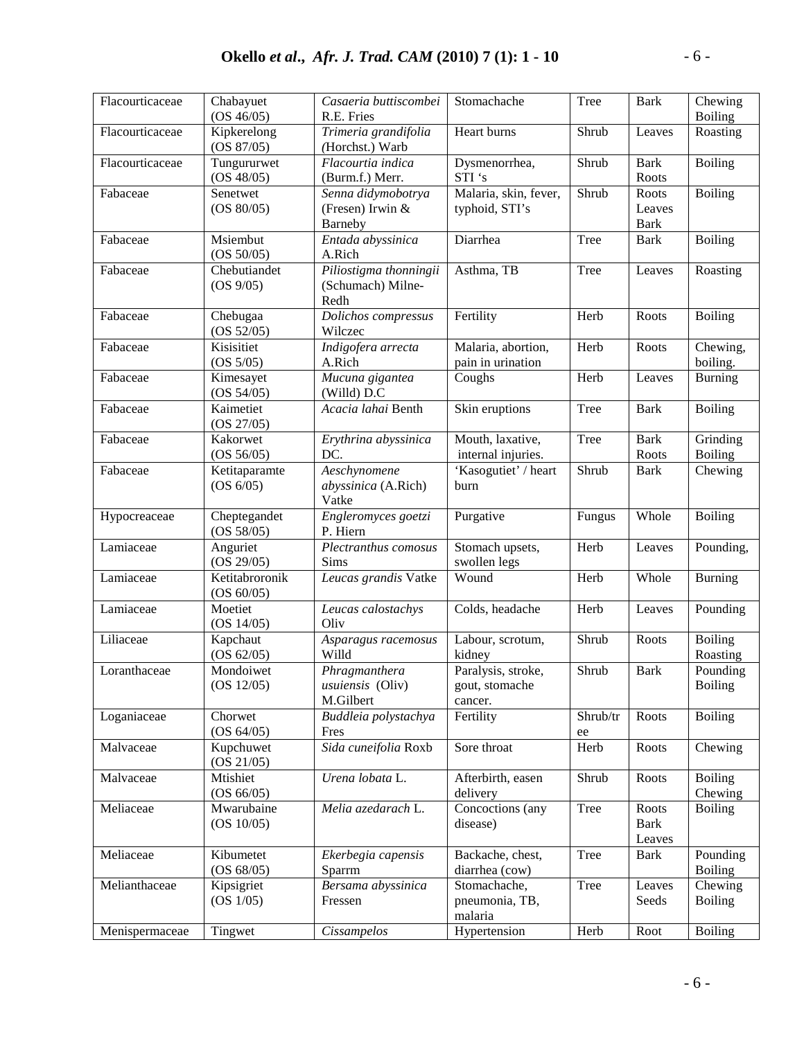| Flacourtiaceae | Chabayuet (OS 46/05) | *Casaeria buttiscombei* R.E. Fries | Stomachache | Tree | Bark | Chewing Boiling |
|---|---|---|---|---|---|---|
| Flacourtiaceae | Kipkerelong (OS 87/05) | *Trimeria grandifolia (*Horchst.) Warb | Heart burns | Shrub | Leaves | Roasting |
| Flacourtiaceae | Tungururwet (OS 48/05) | *Flacourtia indica* (Burm.f.) Merr. | Dysmenorrhea, STI 's | Shrub | Bark Roots | Boiling |
| Fabaceae | Senetwet (OS 80/05) | *Senna didymobotrya* (Fresen) Irwin & Barneby | Malaria, skin, fever, typhoid, STI's | Shrub | Roots Leaves Bark | Boiling |
| Fabaceae | Msiembut (OS 50/05) | *Entada abyssinica* A.Rich | Diarrhea | Tree | Bark | Boiling |
| Fabaceae | Chebutiandet (OS 9/05) | *Piliostigma thonningii* (Schumach) Milne-Redh | Asthma, TB | Tree | Leaves | Roasting |
| Fabaceae | Chebugaa (OS 52/05) | *Dolichos compressus* Wilczec | Fertility | Herb | Roots | Boiling |
| Fabaceae | Kisisitiet (OS 5/05) | *Indigofera arrecta* A.Rich | Malaria, abortion, pain in urination | Herb | Roots | Chewing, boiling. |
| Fabaceae | Kimesayet (OS 54/05) | *Mucuna gigantea* (Willd) D.C | Coughs | Herb | Leaves | Burning |
| Fabaceae | Kaimetiet (OS 27/05) | *Acacia lahai* Benth | Skin eruptions | Tree | Bark | Boiling |
| Fabaceae | Kakorwet (OS 56/05) | *Erythrina abyssinica* DC. | Mouth, laxative, internal injuries. | Tree | Bark Roots | Grinding Boiling |
| Fabaceae | Ketitaparamte (OS 6/05) | *Aeschynomene abyssinica* (A.Rich) Vatke | 'Kasogutiet' / heart burn | Shrub | Bark | Chewing |
| Hypocreaceae | Cheptegandet (OS 58/05) | *Engleromyces goetzi* P. Hiern | Purgative | Fungus | Whole | Boiling |
| Lamiaceae | Anguriet (OS 29/05) | *Plectranthus comosus* Sims | Stomach upsets, swollen legs | Herb | Leaves | Pounding, |
| Lamiaceae | Ketitabroronik (OS 60/05) | *Leucas grandis* Vatke | Wound | Herb | Whole | Burning |
| Lamiaceae | Moetiet (OS 14/05) | *Leucas calostachys* Oliv | Colds, headache | Herb | Leaves | Pounding |
| Liliaceae | Kapchaut (OS 62/05) | *Asparagus racemosus* Willd | Labour, scrotum, kidney | Shrub | Roots | Boiling Roasting |
| Loranthaceae | Mondoiwet (OS 12/05) | *Phragmanthera usuiensis* (Oliv) M.Gilbert | Paralysis, stroke, gout, stomache cancer. | Shrub | Bark | Pounding Boiling |
| Loganiaceae | Chorwet (OS 64/05) | *Buddleia polystachya* Fres | Fertility | Shrub/tree | Roots | Boiling |
| Malvaceae | Kupchuwet (OS 21/05) | *Sida cuneifolia* Roxb | Sore throat | Herb | Roots | Chewing |
| Malvaceae | Mtishiet (OS 66/05) | *Urena lobata* L. | Afterbirth, easen delivery | Shrub | Roots | Boiling Chewing |
| Meliaceae | Mwarubaine (OS 10/05) | *Melia azedarach* L. | Concoctions (any disease) | Tree | Roots Bark Leaves | Boiling |
| Meliaceae | Kibumetet (OS 68/05) | *Ekerbegia capensis* Sparrm | Backache, chest, diarrhea (cow) | Tree | Bark | Pounding Boiling |
| Melianthaceae | Kipsigriet (OS 1/05) | *Bersama abyssinica* Fressen | Stomachache, pneumonia, TB, malaria | Tree | Leaves Seeds | Chewing Boiling |
| Menispermaceae | Tingwet | *Cissampelos* | Hypertension | Herb | Root | Boiling |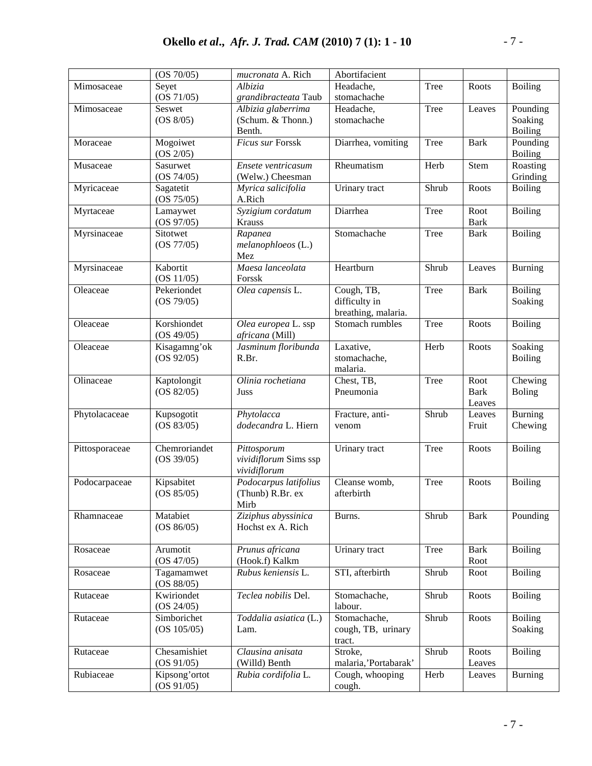| | | | | | | |
|---|---|---|---|---|---|---|
| | (OS 70/05) | *mucronata* A. Rich | Abortifacient | | | |
| Mimosaceae | Seyet (OS 71/05) | *Albizia grandibracteata* Taub | Headache, stomachache | Tree | Roots | Boiling |
| Mimosaceae | Seswet (OS 8/05) | *Albizia glaberrima* (Schum. & Thonn.) Benth. | Headache, stomachache | Tree | Leaves | Pounding Soaking Boiling |
| Moraceae | Mogoiwet (OS 2/05) | *Ficus sur* Forssk | Diarrhea, vomiting | Tree | Bark | Pounding Boiling |
| Musaceae | Sasurwet (OS 74/05) | *Ensete ventricasum* (Welw.) Cheesman | Rheumatism | Herb | Stem | Roasting Grinding |
| Myricaceae | Sagatetit (OS 75/05) | *Myrica salicifolia* A.Rich | Urinary tract | Shrub | Roots | Boiling |
| Myrtaceae | Lamaywet (OS 97/05) | *Syzigium cordatum* Krauss | Diarrhea | Tree | Root Bark | Boiling |
| Myrsinaceae | Sitotwet (OS 77/05) | *Rapanea melanophloeos* (L.) Mez | Stomachache | Tree | Bark | Boiling |
| Myrsinaceae | Kabortit (OS 11/05) | *Maesa lanceolata* Forssk | Heartburn | Shrub | Leaves | Burning |
| Oleaceae | Pekeriondet (OS 79/05) | *Olea capensis* L. | Cough, TB, difficulty in breathing, malaria. | Tree | Bark | Boiling Soaking |
| Oleaceae | Korshiondet (OS 49/05) | *Olea europea* L. ssp *africana* (Mill) | Stomach rumbles | Tree | Roots | Boiling |
| Oleaceae | Kisagamng'ok (OS 92/05) | *Jasminum floribunda* R.Br. | Laxative, stomachache, malaria. | Herb | Roots | Soaking Boiling |
| Olinaceae | Kaptolongit (OS 82/05) | *Olinia rochetiana* Juss | Chest, TB, Pneumonia | Tree | Root Bark Leaves | Chewing Boling |
| Phytolacaceae | Kupsogotit (OS 83/05) | *Phytolacca dodecandra* L. Hiern | Fracture, anti-venom | Shrub | Leaves Fruit | Burning Chewing |
| Pittosporaceae | Chemroriandet (OS 39/05) | *Pittosporum vividiflorum* Sims ssp *vividiflorum* | Urinary tract | Tree | Roots | Boiling |
| Podocarpaceae | Kipsabitet (OS 85/05) | *Podocarpus latifolius* (Thunb) R.Br. ex Mirb | Cleanse womb, afterbirth | Tree | Roots | Boiling |
| Rhamnaceae | Matabiet (OS 86/05) | *Ziziphus abyssinica* Hochst ex A. Rich | Burns. | Shrub | Bark | Pounding |
| Rosaceae | Arumotit (OS 47/05) | *Prunus africana* (Hook.f) Kalkm | Urinary tract | Tree | Bark Root | Boiling |
| Rosaceae | Tagamamwet (OS 88/05) | *Rubus keniensis* L. | STI, afterbirth | Shrub | Root | Boiling |
| Rutaceae | Kwiriondet (OS 24/05) | *Teclea nobilis* Del. | Stomachache, labour. | Shrub | Roots | Boiling |
| Rutaceae | Simborichet (OS 105/05) | *Toddalia asiatica* (L.) Lam. | Stomachache, cough, TB, urinary tract. | Shrub | Roots | Boiling Soaking |
| Rutaceae | Chesamishiet (OS 91/05) | *Clausina anisata* (Willd) Benth | Stroke, malaria,'Portabarak' | Shrub | Roots Leaves | Boiling |
| Rubiaceae | Kipsong'ortot (OS 91/05) | *Rubia cordifolia* L. | Cough, whooping cough. | Herb | Leaves | Burning |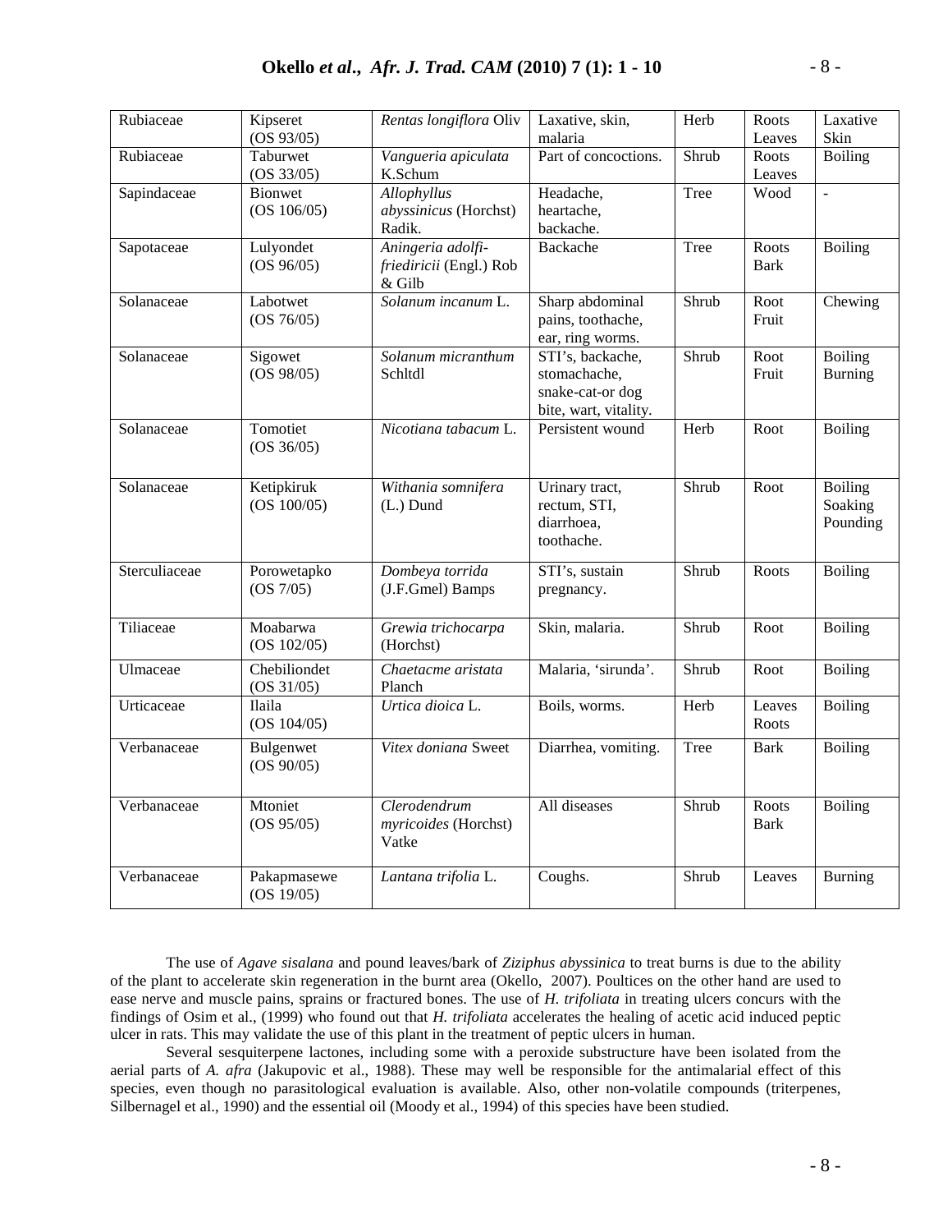| Rubiaceae | Kipseret (OS 93/05) | *Rentas longiflora* Oliv | Laxative, skin, malaria | Herb | Roots Leaves | Laxative Skin |
|---|---|---|---|---|---|---|
| Rubiaceae | Taburwet (OS 33/05) | *Vangueria apiculata* K.Schum | Part of concoctions. | Shrub | Roots Leaves | Boiling |
| Sapindaceae | Bionwet (OS 106/05) | *Allophyllus abyssinicus* (Horchst) Radik. | Headache, heartache, backache. | Tree | Wood | - |
| Sapotaceae | Lulyondet (OS 96/05) | *Aningeria adolfi-friediricii* (Engl.) Rob & Gilb | Backache | Tree | Roots Bark | Boiling |
| Solanaceae | Labotwet (OS 76/05) | *Solanum incanum* L. | Sharp abdominal pains, toothache, ear, ring worms. | Shrub | Root Fruit | Chewing |
| Solanaceae | Sigowet (OS 98/05) | *Solanum micranthum* Schltdl | STI's, backache, stomachache, snake-cat-or dog bite, wart, vitality. | Shrub | Root Fruit | Boiling Burning |
| Solanaceae | Tomotiet (OS 36/05) | *Nicotiana tabacum* L. | Persistent wound | Herb | Root | Boiling |
| Solanaceae | Ketipkiruk (OS 100/05) | *Withania somnifera* (L.) Dund | Urinary tract, rectum, STI, diarrhoea, toothache. | Shrub | Root | Boiling Soaking Pounding |
| Sterculiaceae | Porowetapko (OS 7/05) | *Dombeya torrida* (J.F.Gmel) Bamps | STI's, sustain pregnancy. | Shrub | Roots | Boiling |
| Tiliaceae | Moabarwa (OS 102/05) | *Grewia trichocarpa* (Horchst) | Skin, malaria. | Shrub | Root | Boiling |
| Ulmaceae | Chebiliondet (OS 31/05) | *Chaetacme aristata* Planch | Malaria, 'sirunda'. | Shrub | Root | Boiling |
| Urticaceae | Ilaila (OS 104/05) | *Urtica dioica* L. | Boils, worms. | Herb | Leaves Roots | Boiling |
| Verbanaceae | Bulgenwet (OS 90/05) | *Vitex doniana* Sweet | Diarrhea, vomiting. | Tree | Bark | Boiling |
| Verbanaceae | Mtoniet (OS 95/05) | *Clerodendrum myricoides* (Horchst) Vatke | All diseases | Shrub | Roots Bark | Boiling |
| Verbanaceae | Pakapmasewe (OS 19/05) | *Lantana trifolia* L. | Coughs. | Shrub | Leaves | Burning |

The use of *Agave sisalana* and pound leaves/bark of *Ziziphus abyssinica* to treat burns is due to the ability of the plant to accelerate skin regeneration in the burnt area (Okello, 2007). Poultices on the other hand are used to ease nerve and muscle pains, sprains or fractured bones. The use of *H. trifoliata* in treating ulcers concurs with the findings of Osim et al., (1999) who found out that *H. trifoliata* accelerates the healing of acetic acid induced peptic ulcer in rats. This may validate the use of this plant in the treatment of peptic ulcers in human.

Several sesquiterpene lactones, including some with a peroxide substructure have been isolated from the aerial parts of *A. afra* (Jakupovic et al., 1988). These may well be responsible for the antimalarial effect of this species, even though no parasitological evaluation is available. Also, other non-volatile compounds (triterpenes, Silbernagel et al., 1990) and the essential oil (Moody et al., 1994) of this species have been studied.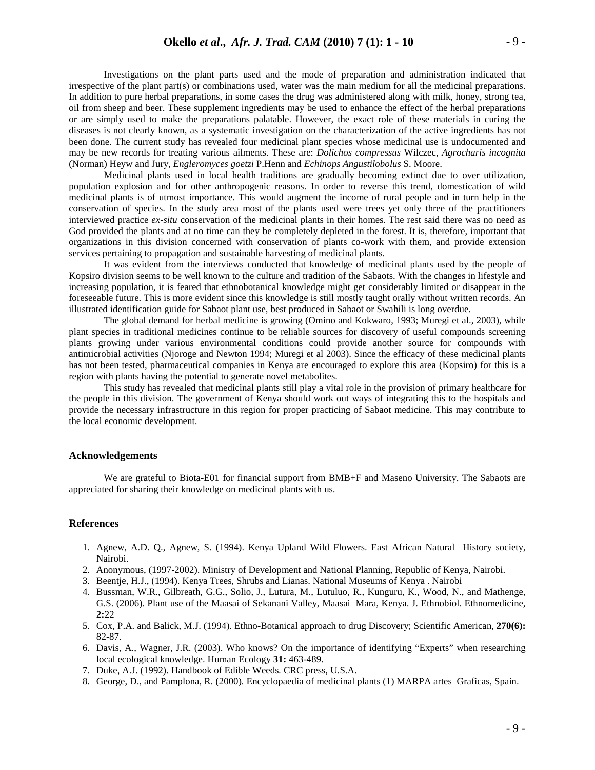Investigations on the plant parts used and the mode of preparation and administration indicated that irrespective of the plant part(s) or combinations used, water was the main medium for all the medicinal preparations. In addition to pure herbal preparations, in some cases the drug was administered along with milk, honey, strong tea, oil from sheep and beer. These supplement ingredients may be used to enhance the effect of the herbal preparations or are simply used to make the preparations palatable. However, the exact role of these materials in curing the diseases is not clearly known, as a systematic investigation on the characterization of the active ingredients has not been done. The current study has revealed four medicinal plant species whose medicinal use is undocumented and may be new records for treating various ailments. These are: *Dolichos compressus* Wilczec, *Agrocharis incognita* (Norman) Heyw and Jury, *Engleromyces goetzi* P.Henn and *Echinops Angustilobolus* S. Moore.

Medicinal plants used in local health traditions are gradually becoming extinct due to over utilization, population explosion and for other anthropogenic reasons. In order to reverse this trend, domestication of wild medicinal plants is of utmost importance. This would augment the income of rural people and in turn help in the conservation of species. In the study area most of the plants used were trees yet only three of the practitioners interviewed practice *ex-situ* conservation of the medicinal plants in their homes. The rest said there was no need as God provided the plants and at no time can they be completely depleted in the forest. It is, therefore, important that organizations in this division concerned with conservation of plants co-work with them, and provide extension services pertaining to propagation and sustainable harvesting of medicinal plants.

It was evident from the interviews conducted that knowledge of medicinal plants used by the people of Kopsiro division seems to be well known to the culture and tradition of the Sabaots. With the changes in lifestyle and increasing population, it is feared that ethnobotanical knowledge might get considerably limited or disappear in the foreseeable future. This is more evident since this knowledge is still mostly taught orally without written records. An illustrated identification guide for Sabaot plant use, best produced in Sabaot or Swahili is long overdue.

The global demand for herbal medicine is growing (Omino and Kokwaro, 1993; Muregi et al., 2003), while plant species in traditional medicines continue to be reliable sources for discovery of useful compounds screening plants growing under various environmental conditions could provide another source for compounds with antimicrobial activities (Njoroge and Newton 1994; Muregi et al 2003). Since the efficacy of these medicinal plants has not been tested, pharmaceutical companies in Kenya are encouraged to explore this area (Kopsiro) for this is a region with plants having the potential to generate novel metabolites.

This study has revealed that medicinal plants still play a vital role in the provision of primary healthcare for the people in this division. The government of Kenya should work out ways of integrating this to the hospitals and provide the necessary infrastructure in this region for proper practicing of Sabaot medicine. This may contribute to the local economic development.

## Acknowledgements

We are grateful to Biota-E01 for financial support from BMB+F and Maseno University. The Sabaots are appreciated for sharing their knowledge on medicinal plants with us.

## References

1. Agnew, A.D. Q., Agnew, S. (1994). Kenya Upland Wild Flowers. East African Natural History society, Nairobi.
2. Anonymous, (1997-2002). Ministry of Development and National Planning, Republic of Kenya, Nairobi.
3. Beentje, H.J., (1994). Kenya Trees, Shrubs and Lianas. National Museums of Kenya . Nairobi
4. Bussman, W.R., Gilbreath, G.G., Solio, J., Lutura, M., Lutuluo, R., Kunguru, K., Wood, N., and Mathenge, G.S. (2006). Plant use of the Maasai of Sekanani Valley, Maasai Mara, Kenya. J. Ethnobiol. Ethnomedicine, **2:**22
5. Cox, P.A. and Balick, M.J. (1994). Ethno-Botanical approach to drug Discovery; Scientific American, **270(6):** 82-87.
6. Davis, A., Wagner, J.R. (2003). Who knows? On the importance of identifying "Experts" when researching local ecological knowledge. Human Ecology **31:** 463-489.
7. Duke, A.J. (1992). Handbook of Edible Weeds*.* CRC press, U.S.A.
8. George, D., and Pamplona, R. (2000)*.* Encyclopaedia of medicinal plants (1) MARPA artes Graficas, Spain.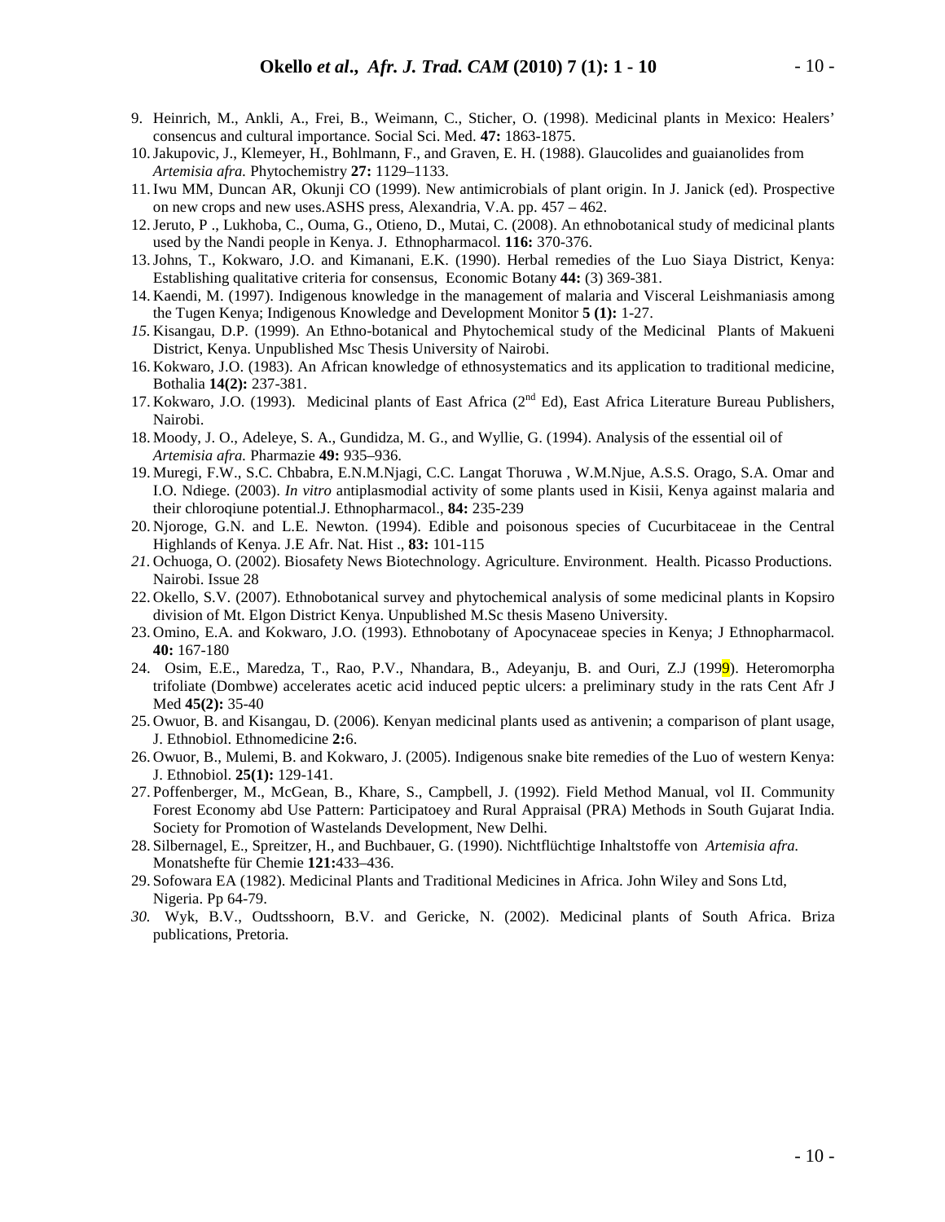9. Heinrich, M., Ankli, A., Frei, B., Weimann, C., Sticher, O. (1998). Medicinal plants in Mexico: Healers' consencus and cultural importance. Social Sci. Med. **47:** 1863-1875.
10. Jakupovic, J., Klemeyer, H., Bohlmann, F., and Graven, E. H. (1988). Glaucolides and guaianolides from *Artemisia afra.* Phytochemistry **27:** 1129–1133.
11. Iwu MM, Duncan AR, Okunji CO (1999). New antimicrobials of plant origin. In J. Janick (ed). Prospective on new crops and new uses.ASHS press, Alexandria, V.A. pp. 457 – 462.
12. Jeruto, P ., Lukhoba, C., Ouma, G., Otieno, D., Mutai, C. (2008). An ethnobotanical study of medicinal plants used by the Nandi people in Kenya. J. Ethnopharmacol. **116:** 370-376.
13. Johns, T., Kokwaro, J.O. and Kimanani, E.K. (1990). Herbal remedies of the Luo Siaya District, Kenya: Establishing qualitative criteria for consensus, Economic Botany **44:** (3) 369-381.
14. Kaendi, M. (1997). Indigenous knowledge in the management of malaria and Visceral Leishmaniasis among the Tugen Kenya; Indigenous Knowledge and Development Monitor **5 (1):** 1-27.
15. Kisangau, D.P. (1999). An Ethno-botanical and Phytochemical study of the Medicinal Plants of Makueni District, Kenya. Unpublished Msc Thesis University of Nairobi.
16. Kokwaro, J.O. (1983). An African knowledge of ethnosystematics and its application to traditional medicine, Bothalia **14(2):** 237-381.
17. Kokwaro, J.O. (1993). Medicinal plants of East Africa (2nd Ed), East Africa Literature Bureau Publishers, Nairobi.
18. Moody, J. O., Adeleye, S. A., Gundidza, M. G., and Wyllie, G. (1994). Analysis of the essential oil of *Artemisia afra.* Pharmazie **49:** 935–936.
19. Muregi, F.W., S.C. Chbabra, E.N.M.Njagi, C.C. Langat Thoruwa , W.M.Njue, A.S.S. Orago, S.A. Omar and I.O. Ndiege. (2003). *In vitro* antiplasmodial activity of some plants used in Kisii, Kenya against malaria and their chloroqiune potential.J. Ethnopharmacol., **84:** 235-239
20. Njoroge, G.N. and L.E. Newton. (1994). Edible and poisonous species of Cucurbitaceae in the Central Highlands of Kenya. J.E Afr. Nat. Hist ., **83:** 101-115
21. Ochuoga, O. (2002). Biosafety News Biotechnology. Agriculture. Environment. Health. Picasso Productions. Nairobi. Issue 28
22. Okello, S.V. (2007). Ethnobotanical survey and phytochemical analysis of some medicinal plants in Kopsiro division of Mt. Elgon District Kenya. Unpublished M.Sc thesis Maseno University.
23. Omino, E.A. and Kokwaro, J.O. (1993). Ethnobotany of Apocynaceae species in Kenya; J Ethnopharmacol. **40:** 167-180
24. Osim, E.E., Maredza, T., Rao, P.V., Nhandara, B., Adeyanju, B. and Ouri, Z.J (1999). Heteromorpha trifoliate (Dombwe) accelerates acetic acid induced peptic ulcers: a preliminary study in the rats Cent Afr J Med **45(2):** 35-40
25. Owuor, B. and Kisangau, D. (2006). Kenyan medicinal plants used as antivenin; a comparison of plant usage, J. Ethnobiol. Ethnomedicine **2:**6.
26. Owuor, B., Mulemi, B. and Kokwaro, J. (2005). Indigenous snake bite remedies of the Luo of western Kenya: J. Ethnobiol. **25(1):** 129-141.
27. Poffenberger, M., McGean, B., Khare, S., Campbell, J. (1992). Field Method Manual, vol II. Community Forest Economy abd Use Pattern: Participatoey and Rural Appraisal (PRA) Methods in South Gujarat India. Society for Promotion of Wastelands Development, New Delhi.
28. Silbernagel, E., Spreitzer, H., and Buchbauer, G. (1990). Nichtflüchtige Inhaltstoffe von *Artemisia afra.* Monatshefte für Chemie **121:**433–436.
29. Sofowara EA (1982). Medicinal Plants and Traditional Medicines in Africa. John Wiley and Sons Ltd, Nigeria. Pp 64-79.
30. Wyk, B.V., Oudtsshoorn, B.V. and Gericke, N. (2002). Medicinal plants of South Africa. Briza publications, Pretoria.